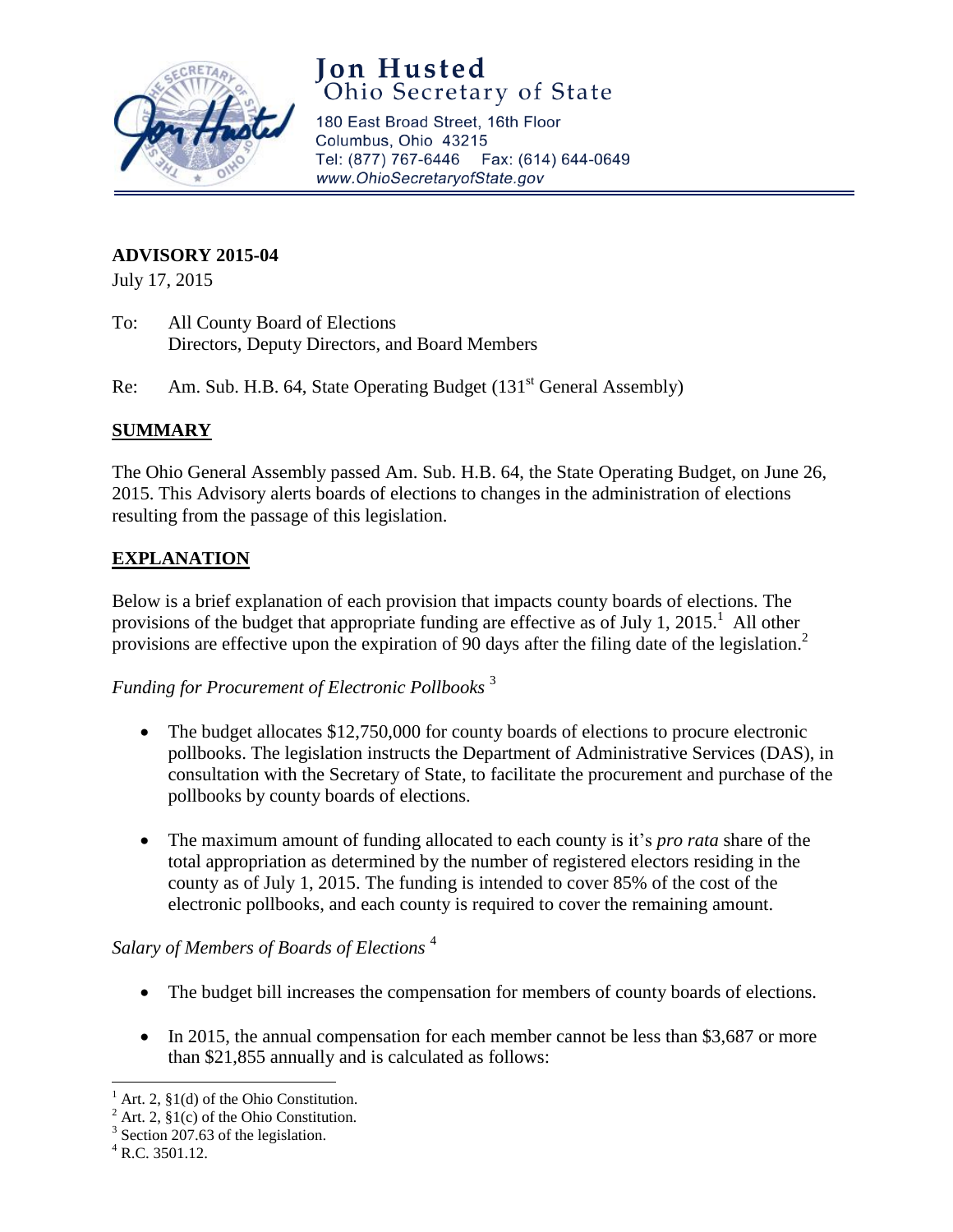# Jon Husted
## Ohio Secretary of State

180 East Broad Street, 16th Floor
Columbus, Ohio 43215
Tel: (877) 767-6446 Fax: (614) 644-0649
*www.OhioSecretaryofState.gov*

---

**ADVISORY 2015-04**

July 17, 2015

To: All County Board of Elections
Directors, Deputy Directors, and Board Members

Re: Am. Sub. H.B. 64, State Operating Budget (131st General Assembly)

## SUMMARY

The Ohio General Assembly passed Am. Sub. H.B. 64, the State Operating Budget, on June 26, 2015. This Advisory alerts boards of elections to changes in the administration of elections resulting from the passage of this legislation.

## EXPLANATION

Below is a brief explanation of each provision that impacts county boards of elections. The provisions of the budget that appropriate funding are effective as of July 1, 2015.[1] All other provisions are effective upon the expiration of 90 days after the filing date of the legislation.[2]

*Funding for Procurement of Electronic Pollbooks* [3]

- The budget allocates $12,750,000 for county boards of elections to procure electronic pollbooks. The legislation instructs the Department of Administrative Services (DAS), in consultation with the Secretary of State, to facilitate the procurement and purchase of the pollbooks by county boards of elections.
- The maximum amount of funding allocated to each county is it's *pro rata* share of the total appropriation as determined by the number of registered electors residing in the county as of July 1, 2015. The funding is intended to cover 85% of the cost of the electronic pollbooks, and each county is required to cover the remaining amount.

*Salary of Members of Boards of Elections* [4]

- The budget bill increases the compensation for members of county boards of elections.
- In 2015, the annual compensation for each member cannot be less than $3,687 or more than $21,855 annually and is calculated as follows:

---

[1] Art. 2, §1(d) of the Ohio Constitution.
[2] Art. 2, §1(c) of the Ohio Constitution.
[3] Section 207.63 of the legislation.
[4] R.C. 3501.12.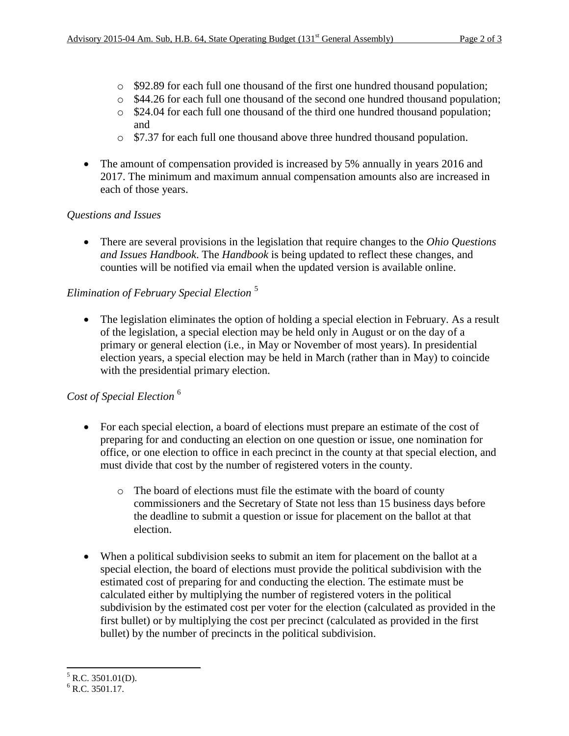- $92.89 for each full one thousand of the first one hundred thousand population;
  - $44.26 for each full one thousand of the second one hundred thousand population;
  - $24.04 for each full one thousand of the third one hundred thousand population; and
  - $7.37 for each full one thousand above three hundred thousand population.

- The amount of compensation provided is increased by 5% annually in years 2016 and 2017. The minimum and maximum annual compensation amounts also are increased in each of those years.

*Questions and Issues*

- There are several provisions in the legislation that require changes to the *Ohio Questions and Issues Handbook*. The *Handbook* is being updated to reflect these changes, and counties will be notified via email when the updated version is available online.

*Elimination of February Special Election* [5]

- The legislation eliminates the option of holding a special election in February. As a result of the legislation, a special election may be held only in August or on the day of a primary or general election (i.e., in May or November of most years). In presidential election years, a special election may be held in March (rather than in May) to coincide with the presidential primary election.

*Cost of Special Election* [6]

- For each special election, a board of elections must prepare an estimate of the cost of preparing for and conducting an election on one question or issue, one nomination for office, or one election to office in each precinct in the county at that special election, and must divide that cost by the number of registered voters in the county.
  - The board of elections must file the estimate with the board of county commissioners and the Secretary of State not less than 15 business days before the deadline to submit a question or issue for placement on the ballot at that election.

- When a political subdivision seeks to submit an item for placement on the ballot at a special election, the board of elections must provide the political subdivision with the estimated cost of preparing for and conducting the election. The estimate must be calculated either by multiplying the number of registered voters in the political subdivision by the estimated cost per voter for the election (calculated as provided in the first bullet) or by multiplying the cost per precinct (calculated as provided in the first bullet) by the number of precincts in the political subdivision.

[5] R.C. 3501.01(D).
[6] R.C. 3501.17.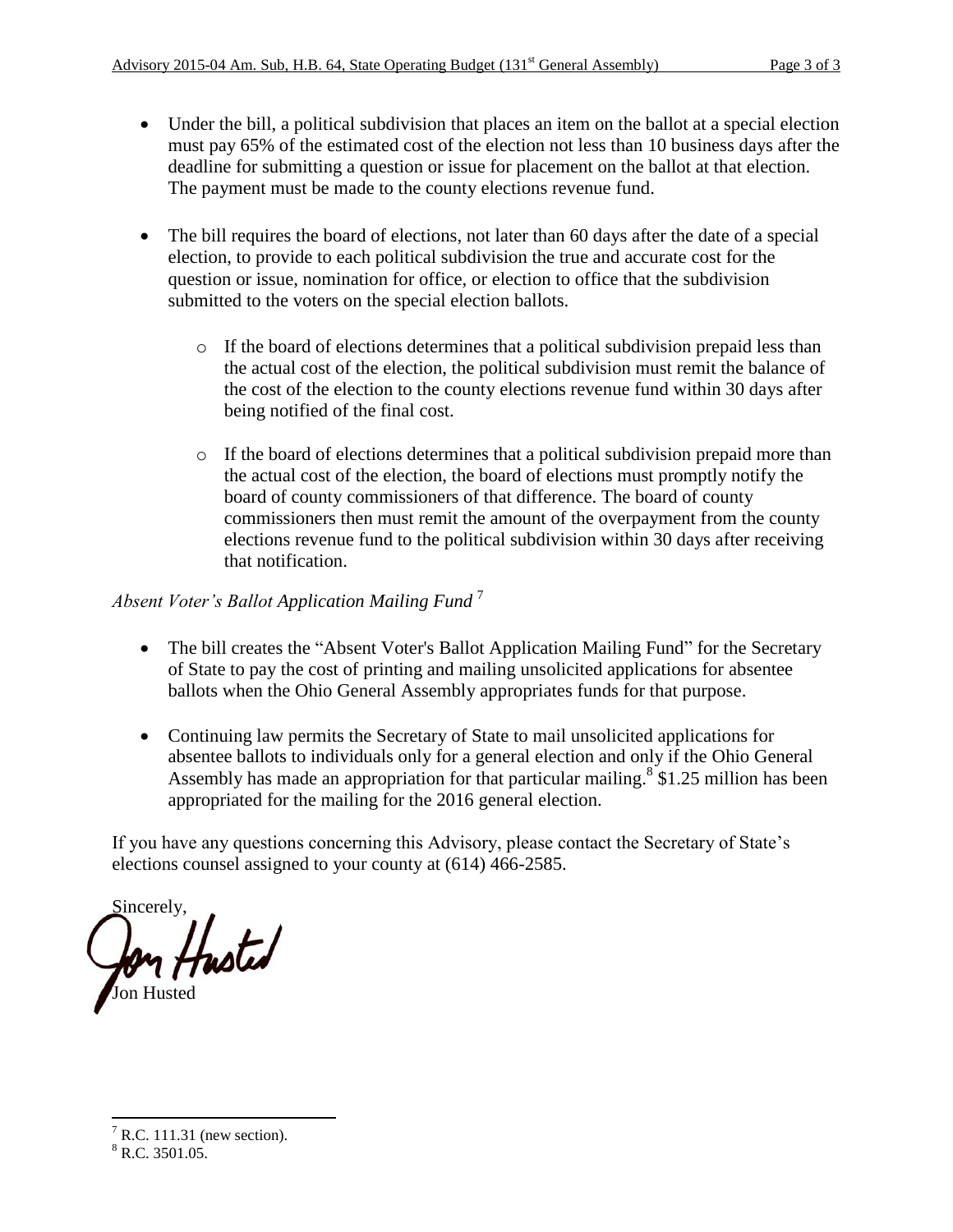- Under the bill, a political subdivision that places an item on the ballot at a special election must pay 65% of the estimated cost of the election not less than 10 business days after the deadline for submitting a question or issue for placement on the ballot at that election. The payment must be made to the county elections revenue fund.

- The bill requires the board of elections, not later than 60 days after the date of a special election, to provide to each political subdivision the true and accurate cost for the question or issue, nomination for office, or election to office that the subdivision submitted to the voters on the special election ballots.

  - If the board of elections determines that a political subdivision prepaid less than the actual cost of the election, the political subdivision must remit the balance of the cost of the election to the county elections revenue fund within 30 days after being notified of the final cost.

  - If the board of elections determines that a political subdivision prepaid more than the actual cost of the election, the board of elections must promptly notify the board of county commissioners of that difference. The board of county commissioners then must remit the amount of the overpayment from the county elections revenue fund to the political subdivision within 30 days after receiving that notification.

*Absent Voter's Ballot Application Mailing Fund* [7]

- The bill creates the "Absent Voter's Ballot Application Mailing Fund" for the Secretary of State to pay the cost of printing and mailing unsolicited applications for absentee ballots when the Ohio General Assembly appropriates funds for that purpose.

- Continuing law permits the Secretary of State to mail unsolicited applications for absentee ballots to individuals only for a general election and only if the Ohio General Assembly has made an appropriation for that particular mailing.[8] $1.25 million has been appropriated for the mailing for the 2016 general election.

If you have any questions concerning this Advisory, please contact the Secretary of State's elections counsel assigned to your county at (614) 466-2585.

Sincerely,

Jon Husted

[7] R.C. 111.31 (new section).

[8] R.C. 3501.05.